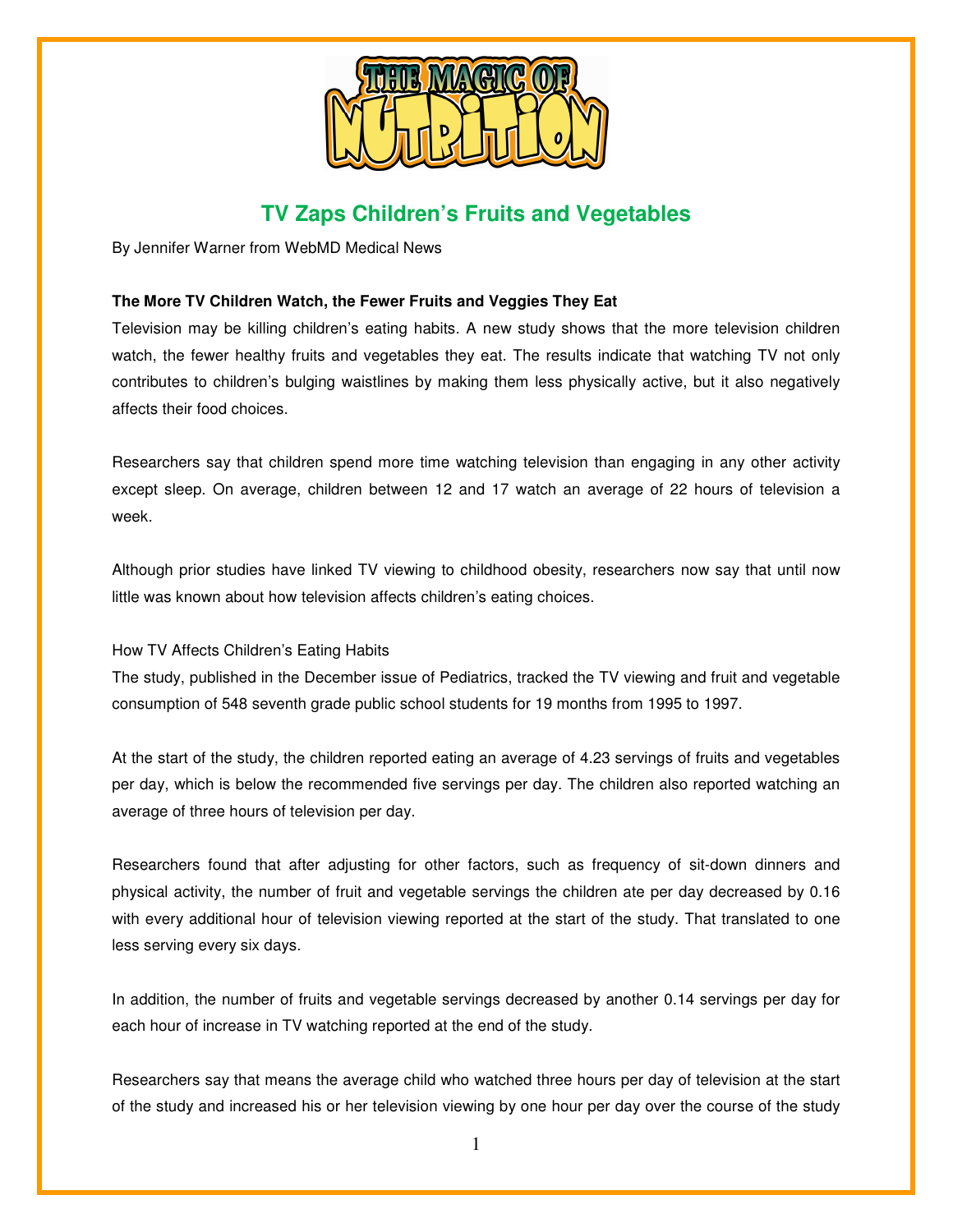# THE MAGIC OF NUTRITION

## TV Zaps Children's Fruits and Vegetables

By Jennifer Warner from WebMD Medical News

**The More TV Children Watch, the Fewer Fruits and Veggies They Eat**

Television may be killing children's eating habits. A new study shows that the more television children watch, the fewer healthy fruits and vegetables they eat. The results indicate that watching TV not only contributes to children's bulging waistlines by making them less physically active, but it also negatively affects their food choices.

Researchers say that children spend more time watching television than engaging in any other activity except sleep. On average, children between 12 and 17 watch an average of 22 hours of television a week.

Although prior studies have linked TV viewing to childhood obesity, researchers now say that until now little was known about how television affects children's eating choices.

How TV Affects Children's Eating Habits

The study, published in the December issue of Pediatrics, tracked the TV viewing and fruit and vegetable consumption of 548 seventh grade public school students for 19 months from 1995 to 1997.

At the start of the study, the children reported eating an average of 4.23 servings of fruits and vegetables per day, which is below the recommended five servings per day. The children also reported watching an average of three hours of television per day.

Researchers found that after adjusting for other factors, such as frequency of sit-down dinners and physical activity, the number of fruit and vegetable servings the children ate per day decreased by 0.16 with every additional hour of television viewing reported at the start of the study. That translated to one less serving every six days.

In addition, the number of fruits and vegetable servings decreased by another 0.14 servings per day for each hour of increase in TV watching reported at the end of the study.

Researchers say that means the average child who watched three hours per day of television at the start of the study and increased his or her television viewing by one hour per day over the course of the study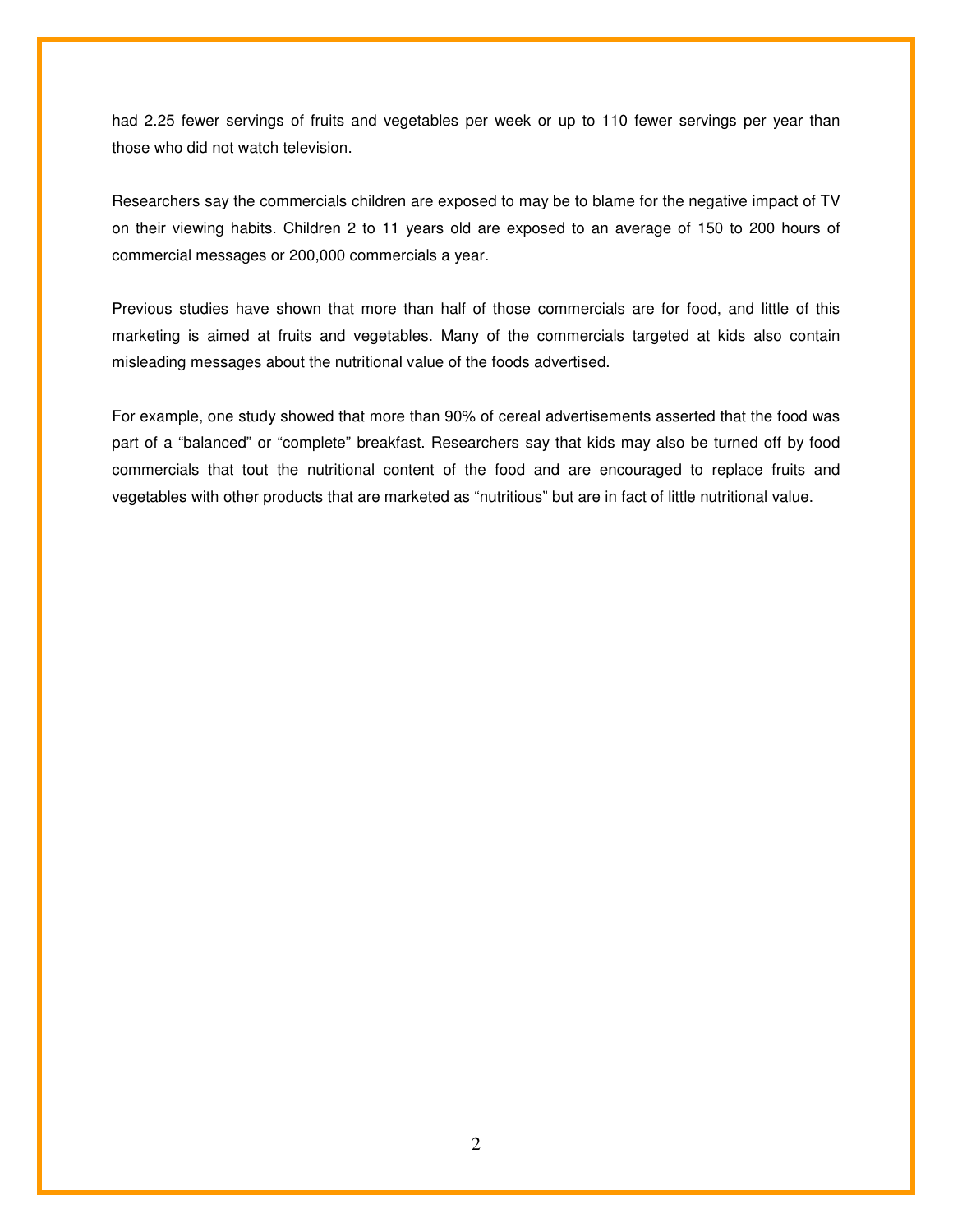had 2.25 fewer servings of fruits and vegetables per week or up to 110 fewer servings per year than those who did not watch television.

Researchers say the commercials children are exposed to may be to blame for the negative impact of TV on their viewing habits. Children 2 to 11 years old are exposed to an average of 150 to 200 hours of commercial messages or 200,000 commercials a year.

Previous studies have shown that more than half of those commercials are for food, and little of this marketing is aimed at fruits and vegetables. Many of the commercials targeted at kids also contain misleading messages about the nutritional value of the foods advertised.

For example, one study showed that more than 90% of cereal advertisements asserted that the food was part of a "balanced" or "complete" breakfast. Researchers say that kids may also be turned off by food commercials that tout the nutritional content of the food and are encouraged to replace fruits and vegetables with other products that are marketed as "nutritious" but are in fact of little nutritional value.